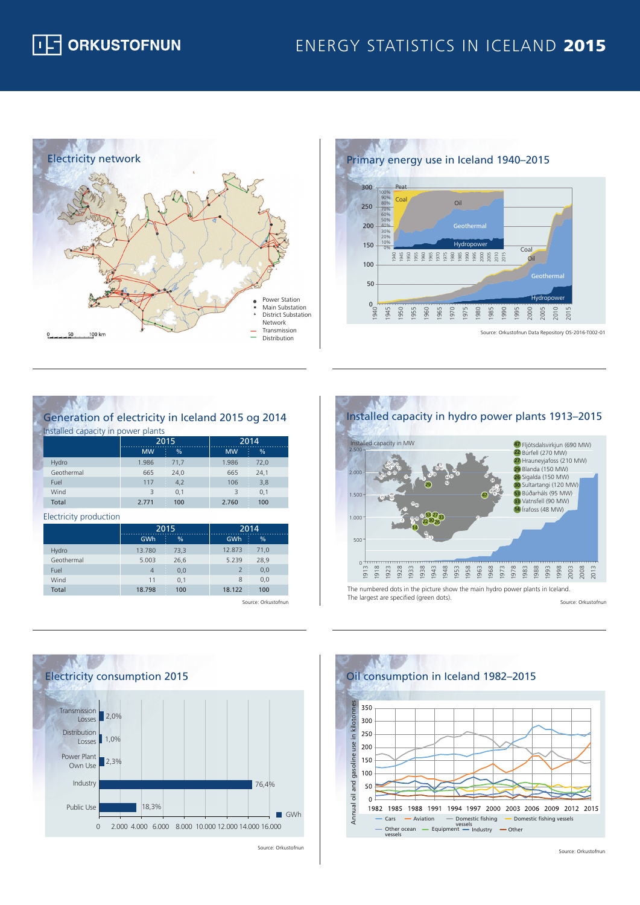# ORKUSTOFNUN

# ENERGY STATISTICS IN ICELAND 2015

## Electricity network

Power Station
Main Substation
District Substation
Network
Transmission
Distribution

0 50 100 km

## Primary energy use in Iceland 1940–2015

Source: Orkustofnun Data Repository OS-2016-T002-01

## Generation of electricity in Iceland 2015 og 2014

Installed capacity in power plants

| | 2015 | | 2014 | |
|---|---|---|---|---|
| | MW | % | MW | % |
| Hydro | 1.986 | 71,7 | 1.986 | 72,0 |
| Geothermal | 665 | 24,0 | 665 | 24,1 |
| Fuel | 117 | 4,2 | 106 | 3,8 |
| Wind | 3 | 0,1 | 3 | 0,1 |
| Total | 2.771 | 100 | 2.760 | 100 |

Electricity production

| | 2015 | | 2014 | |
|---|---|---|---|---|
| | GWh | % | GWh | % |
| Hydro | 13.780 | 73,3 | 12.873 | 71,0 |
| Geothermal | 5.003 | 26,6 | 5.239 | 28,9 |
| Fuel | 4 | 0,0 | 2 | 0,0 |
| Wind | 11 | 0,1 | 8 | 0,0 |
| Total | 18.798 | 100 | 18.122 | 100 |

Source: Orkustofnun

## Installed capacity in hydro power plants 1913–2015

Installed capacity in MW

- 47 Fljótsdalsvirkjun (690 MW)
- 22 Búrfell (270 MW)
- 27 Hrauneyjafoss (210 MW)
- 29 Blanda (150 MW)
- 26 Sigalda (150 MW)
- 30 Sultartangi (120 MW)
- 53 Búðarháls (95 MW)
- 33 Vatnsfell (90 MW)
- 14 Írafoss (48 MW)

The numbered dots in the picture show the main hydro power plants in Iceland. The largest are specified (green dots).

Source: Orkustofnun

## Electricity consumption 2015

| | % |
|---|---|
| Transmission Losses | 2,0% |
| Distribution Losses | 1,0% |
| Power Plant Own Use | 2,3% |
| Industry | 76,4% |
| Public Use | 18,3% |

GWh

Source: Orkustofnun

## Oil consumption in Iceland 1982–2015

Annual oil and gasoline use in kilotonnes

Cars, Aviation, Domestic fishing vessels, Domestic fishing vessels, Other ocean vessels, Equipment, Industry, Other

Source: Orkustofnun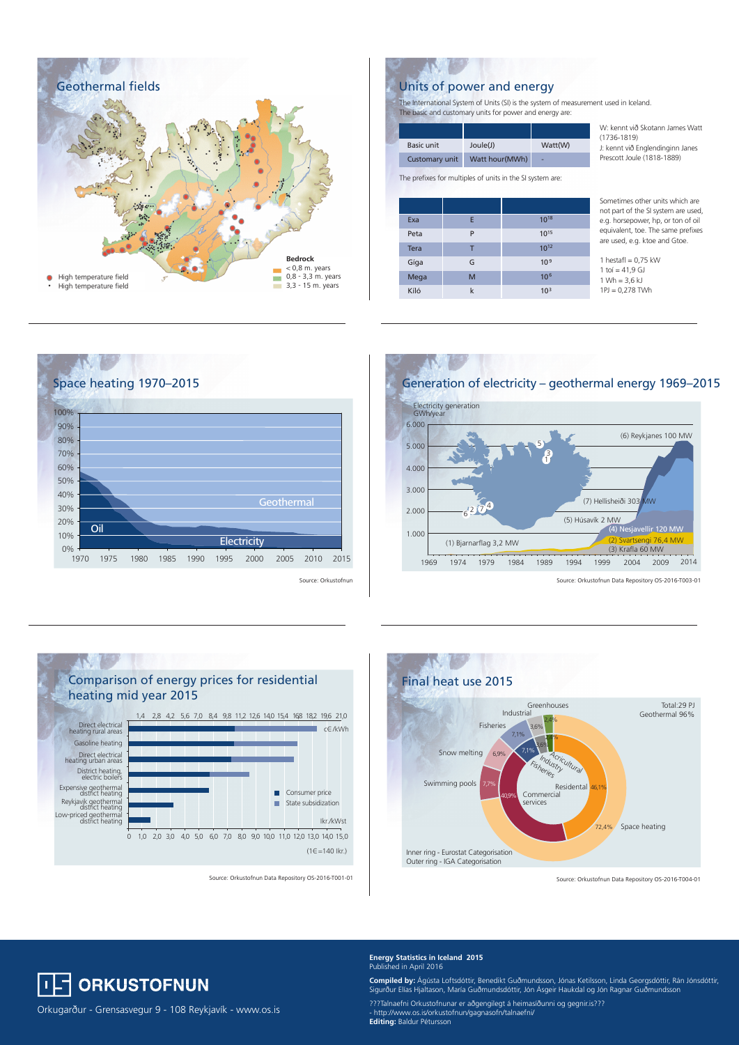## Geothermal fields

High temperature field
High temperature field

Bedrock
< 0,8 m. years
0,8 - 3,3 m. years
3,3 - 15 m. years

## Units of power and energy

The International System of Units (SI) is the system of measurement used in Iceland.
The basic and customary units for power and energy are:

| | | |
|---|---|---|
| Basic unit | Joule(J) | Watt(W) |
| Customary unit | Watt hour(MWh) | - |

W: kennt við Skotann James Watt (1736-1819)
J: kennt við Englendinginn Janes Prescott Joule (1818-1889)

The prefixes for multiples of units in the SI system are:

| | | |
|---|---|---|
| Exa | E | $10^{18}$ |
| Peta | P | $10^{15}$ |
| Tera | T | $10^{12}$ |
| Giga | G | $10^{9}$ |
| Mega | M | $10^{6}$ |
| Kíló | k | $10^{3}$ |

Sometimes other units which are not part of the SI system are used, e.g. horsepower, hp, or ton of oil equivalent, toe. The same prefixes are used, e.g. ktoe and Gtoe.

1 hestafl = 0,75 kW
1 toí = 41,9 GJ
1 Wh = 3,6 kJ
1PJ = 0,278 TWh

## Space heating 1970–2015

100%
90%
80%
70%
60%
50%
40%
30%
20%
10%
0%
1970 1975 1980 1985 1990 1995 2000 2005 2010 2015

Geothermal
Oil
Electricity

Source: Orkustofnun

## Generation of electricity – geothermal energy 1969–2015

Electricity generation
GWh/year

6.000
5.000
4.000
3.000
2.000
1.000
1969 1974 1979 1984 1989 1994 1999 2004 2009 2014

(6) Reykjanes 100 MW
(7) Hellisheiði 303 MW
(5) Húsavík 2 MW
(4) Nesjavellir 120 MW
(2) Svartsengi 76,4 MW
(3) Krafla 60 MW
(1) Bjarnarflag 3,2 MW

Source: Orkustofnun Data Repository OS-2016-T003-01

## Comparison of energy prices for residential heating mid year 2015

1,4 2,8 4,2 5,6 7,0 8,4 9,8 11,2 12,6 14,0 15,4 16,8 18,2 19,6 21,0
c€/kWh

Direct electrical heating rural areas
Gasoline heating
Direct electrical heating urban areas
District heating, electric boilers
Expensive geothermal district heating
Reykjavik geothermal district heating
Low-priced geothermal district heating

Consumer price
State subsidization

Ikr./kWst
0 1,0 2,0 3,0 4,0 5,0 6,0 7,0 8,0 9,0 10,0 11,0 12,0 13,0 14,0 15,0

(1€=140 Ikr.)

Source: Orkustofnun Data Repository OS-2016-T001-01

## Final heat use 2015

Total:29 PJ
Geothermal 96%

Greenhouses
Industrial
Fisheries
Snow melting
Swimming pools
Space heating
Agricultural
Industry
Fisheries
Residental
Commercial services

2,4%
3,6%
7,1%
6,9%
7,7%
7,1%
3,6%
2,4%
46,1%
40,9%
72,4%

Inner ring - Eurostat Categorisation
Outer ring - IGA Categorisation

Source: Orkustofnun Data Repository OS-2016-T004-01

**ORKUSTOFNUN**

Orkugarður - Grensasvegur 9 - 108 Reykjavík - www.os.is

**Energy Statistics in Iceland 2015**
Published in April 2016

**Compiled by:** Ágústa Loftsdóttir, Benedikt Guðmundsson, Jónas Ketilsson, Linda Georgsdóttir, Rán Jónsdóttir, Sigurður Elías Hjaltason, María Guðmundsdóttir, Jón Ásgeir Haukdal og Jón Ragnar Guðmundsson

???Talnaefni Orkustofnunar er aðgengilegt á heimasíðunni og gegnir.is???
- http://www.os.is/orkustofnun/gagnasofn/talnaefni/
**Editing:** Baldur Pétursson